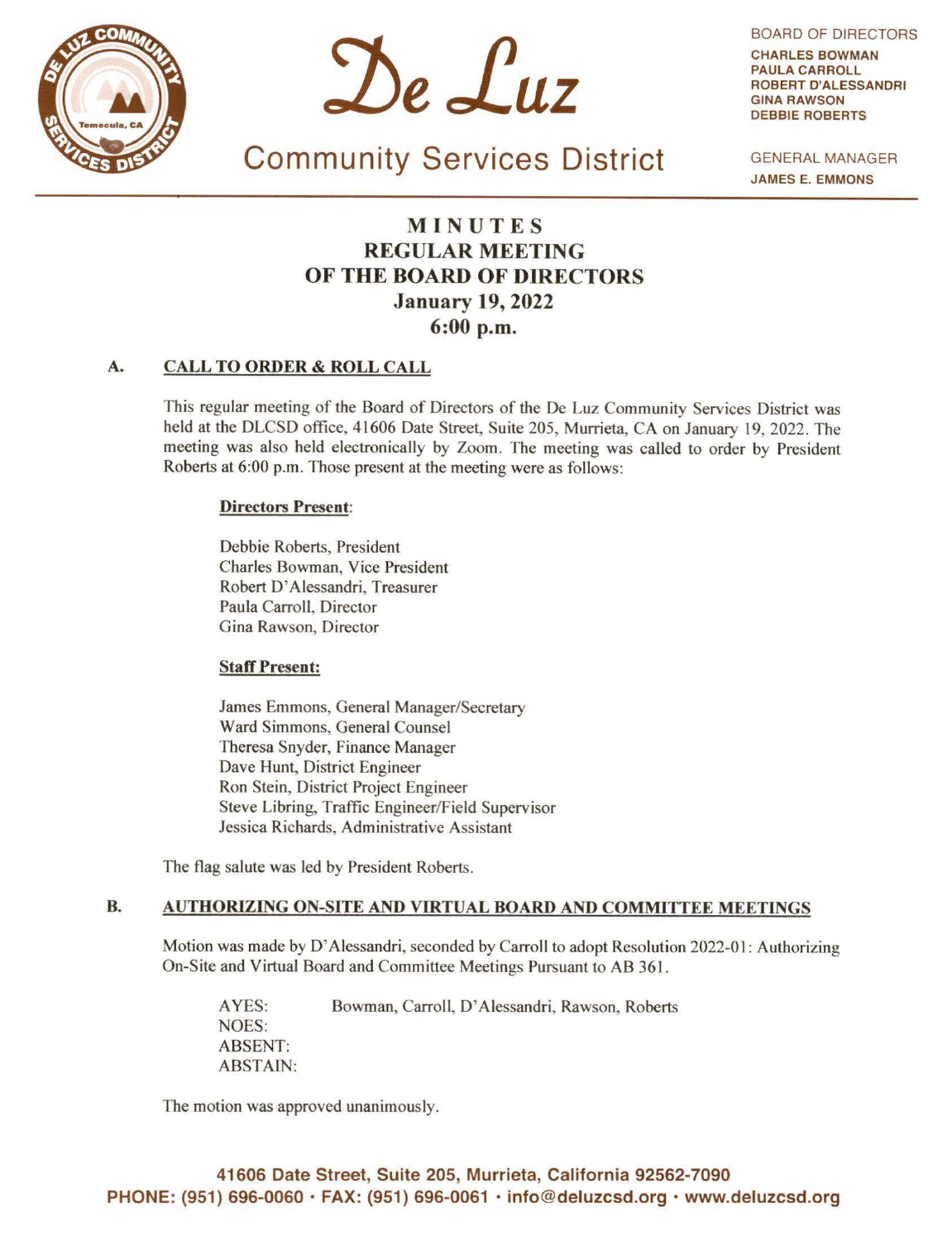# De Luz

## Community Services District

**BOARD OF DIRECTORS**
**CHARLES BOWMAN**
**PAULA CARROLL**
**ROBERT D'ALESSANDRI**
**GINA RAWSON**
**DEBBIE ROBERTS**

**GENERAL MANAGER**
**JAMES E. EMMONS**

---

# MINUTES
# REGULAR MEETING
# OF THE BOARD OF DIRECTORS
## January 19, 2022
## 6:00 p.m.

### A. CALL TO ORDER & ROLL CALL

This regular meeting of the Board of Directors of the De Luz Community Services District was held at the DLCSD office, 41606 Date Street, Suite 205, Murrieta, CA on January 19, 2022. The meeting was also held electronically by Zoom. The meeting was called to order by President Roberts at 6:00 p.m. Those present at the meeting were as follows:

**Directors Present:**

Debbie Roberts, President
Charles Bowman, Vice President
Robert D'Alessandri, Treasurer
Paula Carroll, Director
Gina Rawson, Director

**Staff Present:**

James Emmons, General Manager/Secretary
Ward Simmons, General Counsel
Theresa Snyder, Finance Manager
Dave Hunt, District Engineer
Ron Stein, District Project Engineer
Steve Libring, Traffic Engineer/Field Supervisor
Jessica Richards, Administrative Assistant

The flag salute was led by President Roberts.

### B. AUTHORIZING ON-SITE AND VIRTUAL BOARD AND COMMITTEE MEETINGS

Motion was made by D'Alessandri, seconded by Carroll to adopt Resolution 2022-01: Authorizing On-Site and Virtual Board and Committee Meetings Pursuant to AB 361.

AYES: Bowman, Carroll, D'Alessandri, Rawson, Roberts
NOES:
ABSENT:
ABSTAIN:

The motion was approved unanimously.

**41606 Date Street, Suite 205, Murrieta, California 92562-7090**
**PHONE: (951) 696-0060 · FAX: (951) 696-0061 · info@deluzcsd.org · www.deluzcsd.org**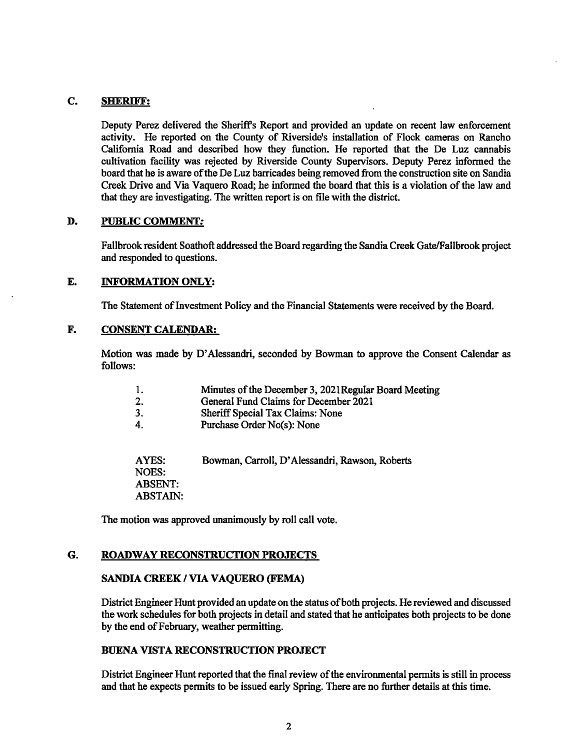## C. SHERIFF:

Deputy Perez delivered the Sheriff's Report and provided an update on recent law enforcement activity. He reported on the County of Riverside's installation of Flock cameras on Rancho California Road and described how they function. He reported that the De Luz cannabis cultivation facility was rejected by Riverside County Supervisors. Deputy Perez informed the board that he is aware of the De Luz barricades being removed from the construction site on Sandia Creek Drive and Via Vaquero Road; he informed the board that this is a violation of the law and that they are investigating. The written report is on file with the district.

## D. PUBLIC COMMENT:

Fallbrook resident Soathoft addressed the Board regarding the Sandia Creek Gate/Fallbrook project and responded to questions.

## E. INFORMATION ONLY:

The Statement of Investment Policy and the Financial Statements were received by the Board.

## F. CONSENT CALENDAR:

Motion was made by D'Alessandri, seconded by Bowman to approve the Consent Calendar as follows:

1. Minutes of the December 3, 2021Regular Board Meeting
2. General Fund Claims for December 2021
3. Sheriff Special Tax Claims: None
4. Purchase Order No(s): None

AYES: Bowman, Carroll, D'Alessandri, Rawson, Roberts
NOES:
ABSENT:
ABSTAIN:

The motion was approved unanimously by roll call vote.

## G. ROADWAY RECONSTRUCTION PROJECTS

### SANDIA CREEK / VIA VAQUERO (FEMA)

District Engineer Hunt provided an update on the status of both projects. He reviewed and discussed the work schedules for both projects in detail and stated that he anticipates both projects to be done by the end of February, weather permitting.

### BUENA VISTA RECONSTRUCTION PROJECT

District Engineer Hunt reported that the final review of the environmental permits is still in process and that he expects permits to be issued early Spring. There are no further details at this time.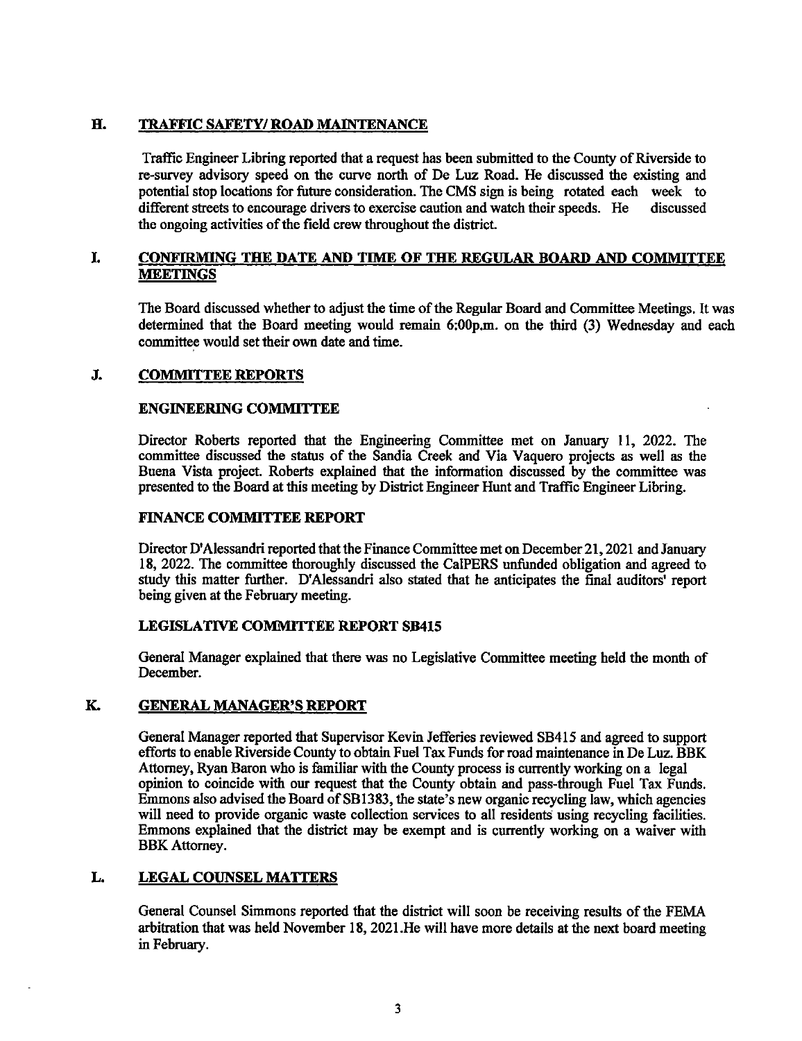## H. TRAFFIC SAFETY/ ROAD MAINTENANCE

Traffic Engineer Libring reported that a request has been submitted to the County of Riverside to re-survey advisory speed on the curve north of De Luz Road. He discussed the existing and potential stop locations for future consideration. The CMS sign is being rotated each week to different streets to encourage drivers to exercise caution and watch their speeds. He discussed the ongoing activities of the field crew throughout the district.

## I. CONFIRMING THE DATE AND TIME OF THE REGULAR BOARD AND COMMITTEE MEETINGS

The Board discussed whether to adjust the time of the Regular Board and Committee Meetings. It was determined that the Board meeting would remain 6:00p.m. on the third (3) Wednesday and each committee would set their own date and time.

## J. COMMITTEE REPORTS

### ENGINEERING COMMITTEE

Director Roberts reported that the Engineering Committee met on January 11, 2022. The committee discussed the status of the Sandia Creek and Via Vaquero projects as well as the Buena Vista project. Roberts explained that the information discussed by the committee was presented to the Board at this meeting by District Engineer Hunt and Traffic Engineer Libring.

### FINANCE COMMITTEE REPORT

Director D'Alessandri reported that the Finance Committee met on December 21, 2021 and January 18, 2022. The committee thoroughly discussed the CalPERS unfunded obligation and agreed to study this matter further. D'Alessandri also stated that he anticipates the final auditors' report being given at the February meeting.

### LEGISLATIVE COMMITTEE REPORT SB415

General Manager explained that there was no Legislative Committee meeting held the month of December.

## K. GENERAL MANAGER'S REPORT

General Manager reported that Supervisor Kevin Jefferies reviewed SB415 and agreed to support efforts to enable Riverside County to obtain Fuel Tax Funds for road maintenance in De Luz. BBK Attorney, Ryan Baron who is familiar with the County process is currently working on a legal opinion to coincide with our request that the County obtain and pass-through Fuel Tax Funds. Emmons also advised the Board of SB1383, the state's new organic recycling law, which agencies will need to provide organic waste collection services to all residents using recycling facilities. Emmons explained that the district may be exempt and is currently working on a waiver with BBK Attorney.

## L. LEGAL COUNSEL MATTERS

General Counsel Simmons reported that the district will soon be receiving results of the FEMA arbitration that was held November 18, 2021.He will have more details at the next board meeting in February.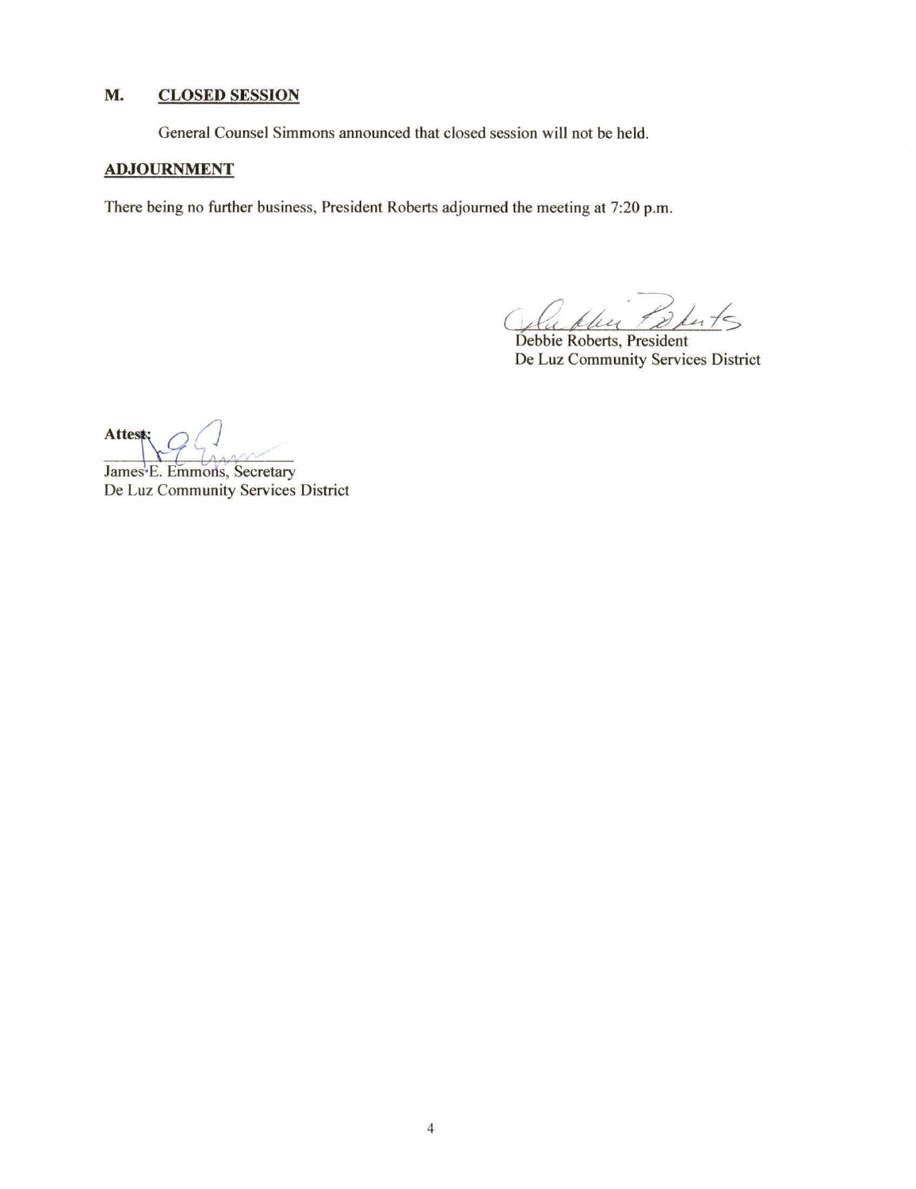## M. CLOSED SESSION

General Counsel Simmons announced that closed session will not be held.

## ADJOURNMENT

There being no further business, President Roberts adjourned the meeting at 7:20 p.m.

Debbie Roberts, President
De Luz Community Services District

**Attest:**

James E. Emmons, Secretary
De Luz Community Services District